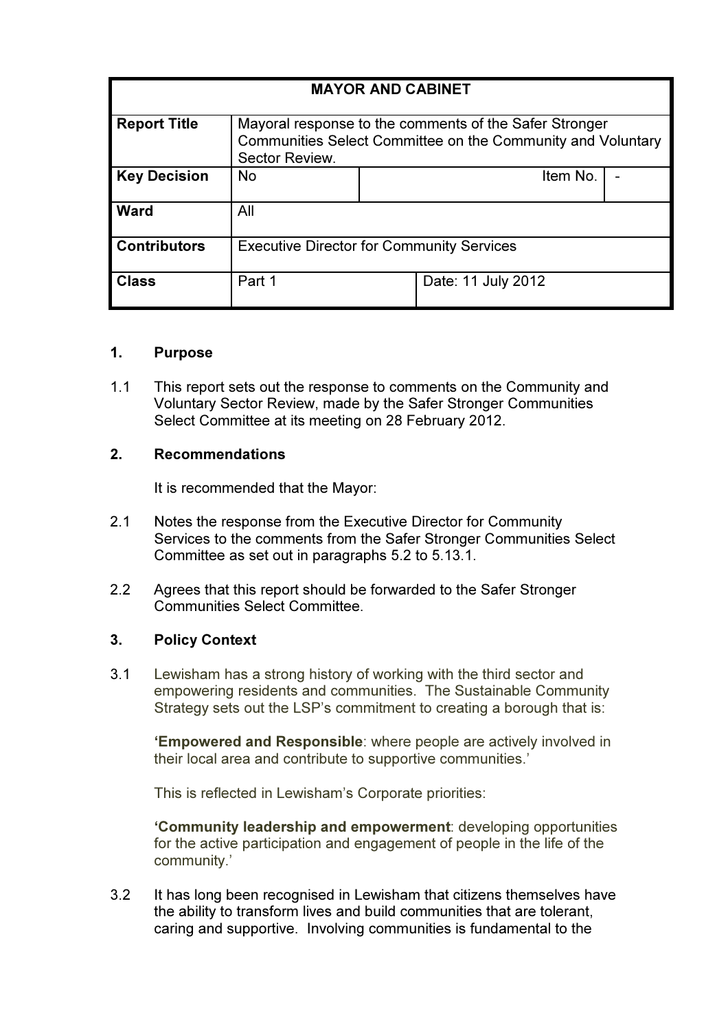| MAYOR AND CABINET | | | | |
|---|---|---|---|---|
| **Report Title** | Mayoral response to the comments of the Safer Stronger Communities Select Committee on the Community and Voluntary Sector Review. | | | |
| **Key Decision** | No | | Item No. | - |
| **Ward** | All | | | |
| **Contributors** | Executive Director for Community Services | | | |
| **Class** | Part 1 | Date: 11 July 2012 | | |

## 1. Purpose

1.1 This report sets out the response to comments on the Community and Voluntary Sector Review, made by the Safer Stronger Communities Select Committee at its meeting on 28 February 2012.

## 2. Recommendations

It is recommended that the Mayor:

2.1 Notes the response from the Executive Director for Community Services to the comments from the Safer Stronger Communities Select Committee as set out in paragraphs 5.2 to 5.13.1.

2.2 Agrees that this report should be forwarded to the Safer Stronger Communities Select Committee.

## 3. Policy Context

3.1 Lewisham has a strong history of working with the third sector and empowering residents and communities. The Sustainable Community Strategy sets out the LSP's commitment to creating a borough that is:

**'Empowered and Responsible**: where people are actively involved in their local area and contribute to supportive communities.'

This is reflected in Lewisham's Corporate priorities:

**'Community leadership and empowerment**: developing opportunities for the active participation and engagement of people in the life of the community.'

3.2 It has long been recognised in Lewisham that citizens themselves have the ability to transform lives and build communities that are tolerant, caring and supportive. Involving communities is fundamental to the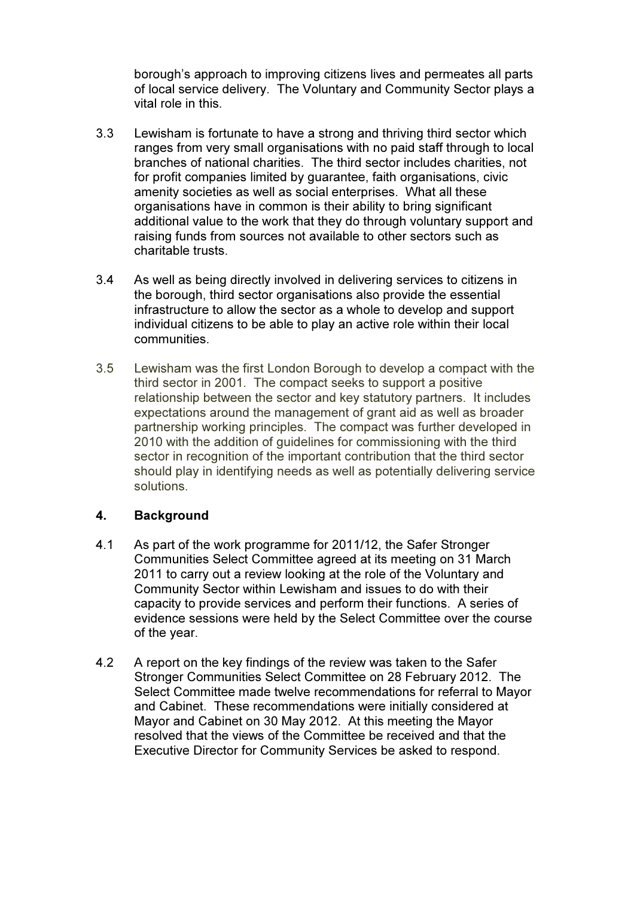borough's approach to improving citizens lives and permeates all parts of local service delivery. The Voluntary and Community Sector plays a vital role in this.

3.3 Lewisham is fortunate to have a strong and thriving third sector which ranges from very small organisations with no paid staff through to local branches of national charities. The third sector includes charities, not for profit companies limited by guarantee, faith organisations, civic amenity societies as well as social enterprises. What all these organisations have in common is their ability to bring significant additional value to the work that they do through voluntary support and raising funds from sources not available to other sectors such as charitable trusts.

3.4 As well as being directly involved in delivering services to citizens in the borough, third sector organisations also provide the essential infrastructure to allow the sector as a whole to develop and support individual citizens to be able to play an active role within their local communities.

3.5 Lewisham was the first London Borough to develop a compact with the third sector in 2001. The compact seeks to support a positive relationship between the sector and key statutory partners. It includes expectations around the management of grant aid as well as broader partnership working principles. The compact was further developed in 2010 with the addition of guidelines for commissioning with the third sector in recognition of the important contribution that the third sector should play in identifying needs as well as potentially delivering service solutions.

## 4. Background

4.1 As part of the work programme for 2011/12, the Safer Stronger Communities Select Committee agreed at its meeting on 31 March 2011 to carry out a review looking at the role of the Voluntary and Community Sector within Lewisham and issues to do with their capacity to provide services and perform their functions. A series of evidence sessions were held by the Select Committee over the course of the year.

4.2 A report on the key findings of the review was taken to the Safer Stronger Communities Select Committee on 28 February 2012. The Select Committee made twelve recommendations for referral to Mayor and Cabinet. These recommendations were initially considered at Mayor and Cabinet on 30 May 2012. At this meeting the Mayor resolved that the views of the Committee be received and that the Executive Director for Community Services be asked to respond.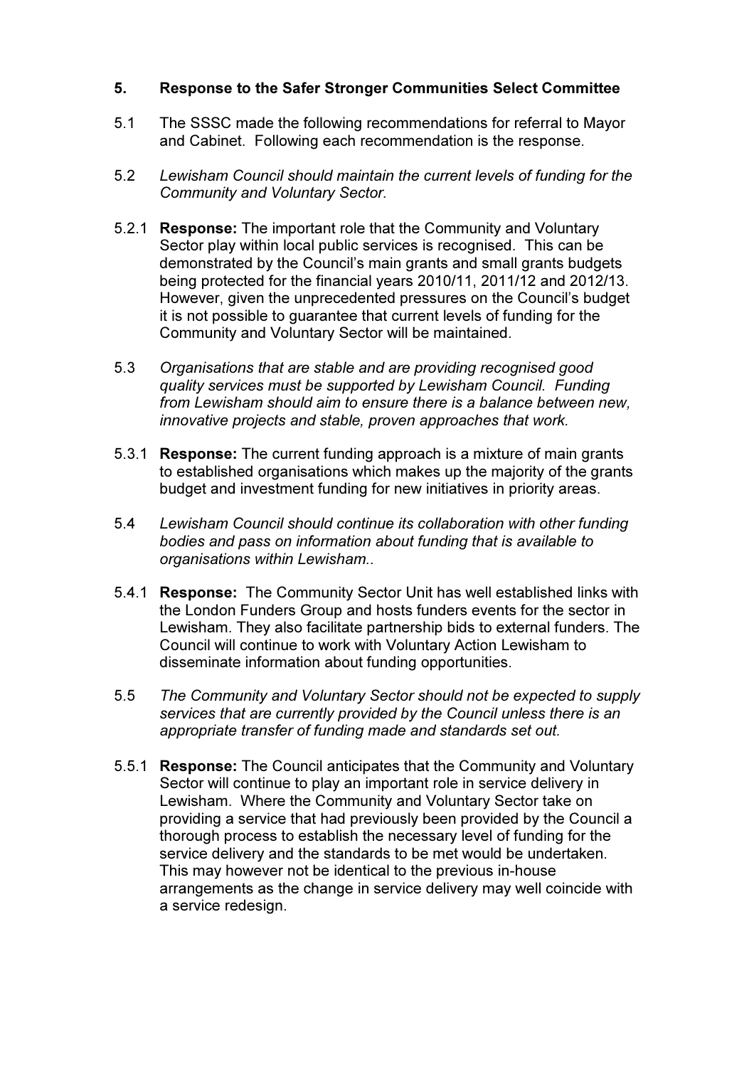## 5. Response to the Safer Stronger Communities Select Committee

5.1 The SSSC made the following recommendations for referral to Mayor and Cabinet. Following each recommendation is the response.

5.2 *Lewisham Council should maintain the current levels of funding for the Community and Voluntary Sector.*

5.2.1 **Response:** The important role that the Community and Voluntary Sector play within local public services is recognised. This can be demonstrated by the Council's main grants and small grants budgets being protected for the financial years 2010/11, 2011/12 and 2012/13. However, given the unprecedented pressures on the Council's budget it is not possible to guarantee that current levels of funding for the Community and Voluntary Sector will be maintained.

5.3 *Organisations that are stable and are providing recognised good quality services must be supported by Lewisham Council. Funding from Lewisham should aim to ensure there is a balance between new, innovative projects and stable, proven approaches that work.*

5.3.1 **Response:** The current funding approach is a mixture of main grants to established organisations which makes up the majority of the grants budget and investment funding for new initiatives in priority areas.

5.4 *Lewisham Council should continue its collaboration with other funding bodies and pass on information about funding that is available to organisations within Lewisham..*

5.4.1 **Response:** The Community Sector Unit has well established links with the London Funders Group and hosts funders events for the sector in Lewisham. They also facilitate partnership bids to external funders. The Council will continue to work with Voluntary Action Lewisham to disseminate information about funding opportunities.

5.5 *The Community and Voluntary Sector should not be expected to supply services that are currently provided by the Council unless there is an appropriate transfer of funding made and standards set out.*

5.5.1 **Response:** The Council anticipates that the Community and Voluntary Sector will continue to play an important role in service delivery in Lewisham. Where the Community and Voluntary Sector take on providing a service that had previously been provided by the Council a thorough process to establish the necessary level of funding for the service delivery and the standards to be met would be undertaken. This may however not be identical to the previous in-house arrangements as the change in service delivery may well coincide with a service redesign.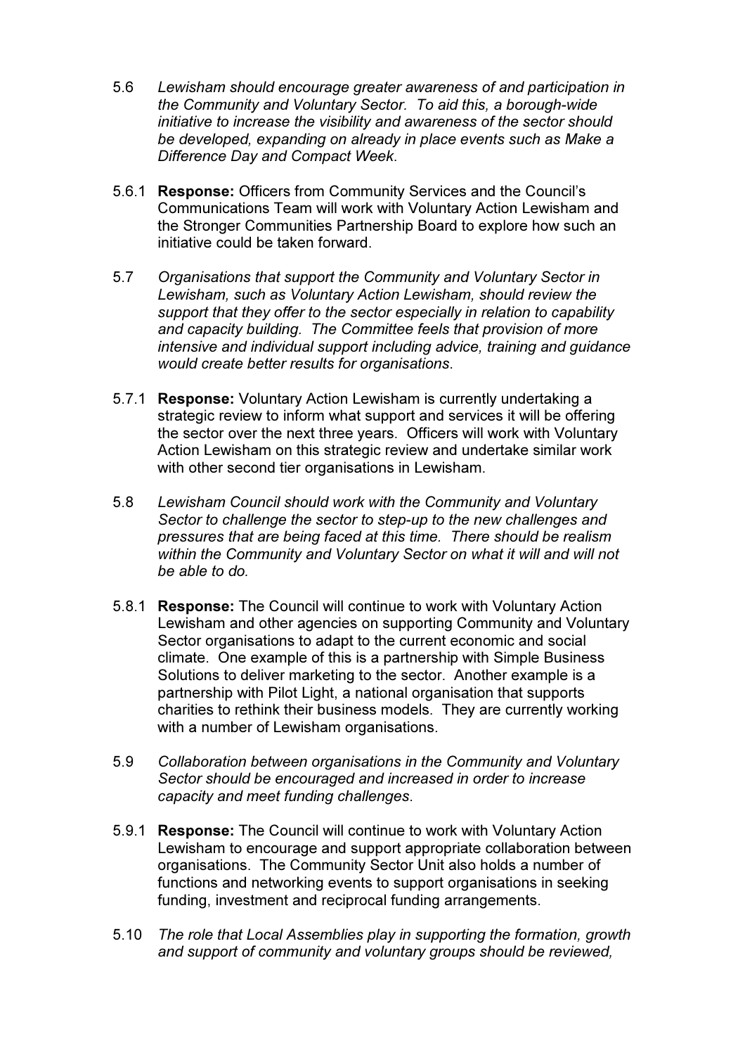5.6 *Lewisham should encourage greater awareness of and participation in the Community and Voluntary Sector. To aid this, a borough-wide initiative to increase the visibility and awareness of the sector should be developed, expanding on already in place events such as Make a Difference Day and Compact Week*.

5.6.1 **Response:** Officers from Community Services and the Council's Communications Team will work with Voluntary Action Lewisham and the Stronger Communities Partnership Board to explore how such an initiative could be taken forward.

5.7 *Organisations that support the Community and Voluntary Sector in Lewisham, such as Voluntary Action Lewisham, should review the support that they offer to the sector especially in relation to capability and capacity building. The Committee feels that provision of more intensive and individual support including advice, training and guidance would create better results for organisations*.

5.7.1 **Response:** Voluntary Action Lewisham is currently undertaking a strategic review to inform what support and services it will be offering the sector over the next three years. Officers will work with Voluntary Action Lewisham on this strategic review and undertake similar work with other second tier organisations in Lewisham.

5.8 *Lewisham Council should work with the Community and Voluntary Sector to challenge the sector to step-up to the new challenges and pressures that are being faced at this time. There should be realism within the Community and Voluntary Sector on what it will and will not be able to do.*

5.8.1 **Response:** The Council will continue to work with Voluntary Action Lewisham and other agencies on supporting Community and Voluntary Sector organisations to adapt to the current economic and social climate. One example of this is a partnership with Simple Business Solutions to deliver marketing to the sector. Another example is a partnership with Pilot Light, a national organisation that supports charities to rethink their business models. They are currently working with a number of Lewisham organisations.

5.9 *Collaboration between organisations in the Community and Voluntary Sector should be encouraged and increased in order to increase capacity and meet funding challenges*.

5.9.1 **Response:** The Council will continue to work with Voluntary Action Lewisham to encourage and support appropriate collaboration between organisations. The Community Sector Unit also holds a number of functions and networking events to support organisations in seeking funding, investment and reciprocal funding arrangements.

5.10 *The role that Local Assemblies play in supporting the formation, growth and support of community and voluntary groups should be reviewed,*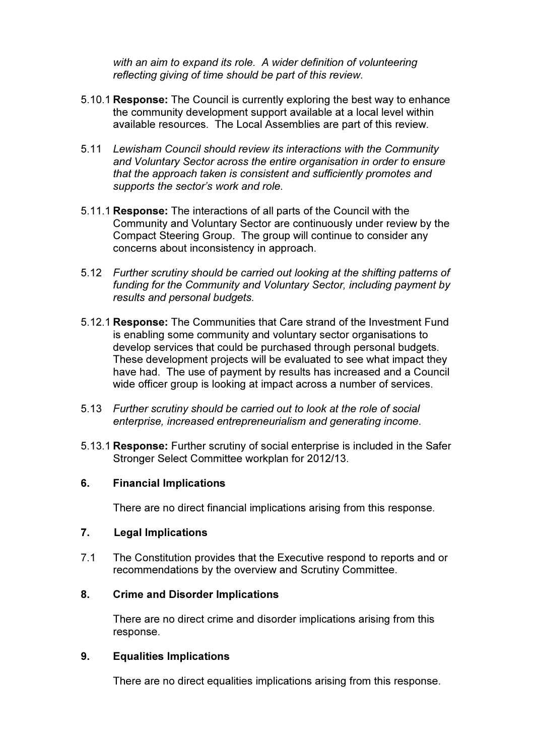*with an aim to expand its role. A wider definition of volunteering reflecting giving of time should be part of this review.*

5.10.1 **Response:** The Council is currently exploring the best way to enhance the community development support available at a local level within available resources. The Local Assemblies are part of this review.

5.11 *Lewisham Council should review its interactions with the Community and Voluntary Sector across the entire organisation in order to ensure that the approach taken is consistent and sufficiently promotes and supports the sector's work and role.*

5.11.1 **Response:** The interactions of all parts of the Council with the Community and Voluntary Sector are continuously under review by the Compact Steering Group. The group will continue to consider any concerns about inconsistency in approach.

5.12 *Further scrutiny should be carried out looking at the shifting patterns of funding for the Community and Voluntary Sector, including payment by results and personal budgets.*

5.12.1 **Response:** The Communities that Care strand of the Investment Fund is enabling some community and voluntary sector organisations to develop services that could be purchased through personal budgets. These development projects will be evaluated to see what impact they have had. The use of payment by results has increased and a Council wide officer group is looking at impact across a number of services.

5.13 *Further scrutiny should be carried out to look at the role of social enterprise, increased entrepreneurialism and generating income*.

5.13.1 **Response:** Further scrutiny of social enterprise is included in the Safer Stronger Select Committee workplan for 2012/13.

## 6. Financial Implications

There are no direct financial implications arising from this response.

## 7. Legal Implications

7.1 The Constitution provides that the Executive respond to reports and or recommendations by the overview and Scrutiny Committee.

## 8. Crime and Disorder Implications

There are no direct crime and disorder implications arising from this response.

## 9. Equalities Implications

There are no direct equalities implications arising from this response.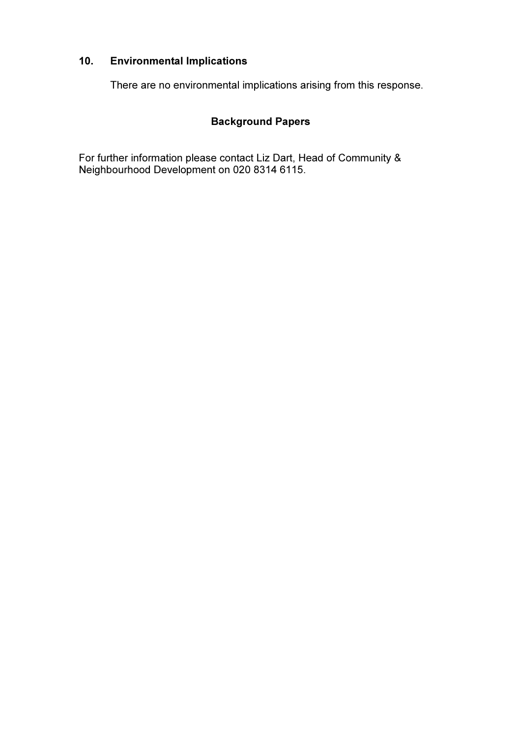## 10. Environmental Implications

There are no environmental implications arising from this response.

**Background Papers**

For further information please contact Liz Dart, Head of Community & Neighbourhood Development on 020 8314 6115.